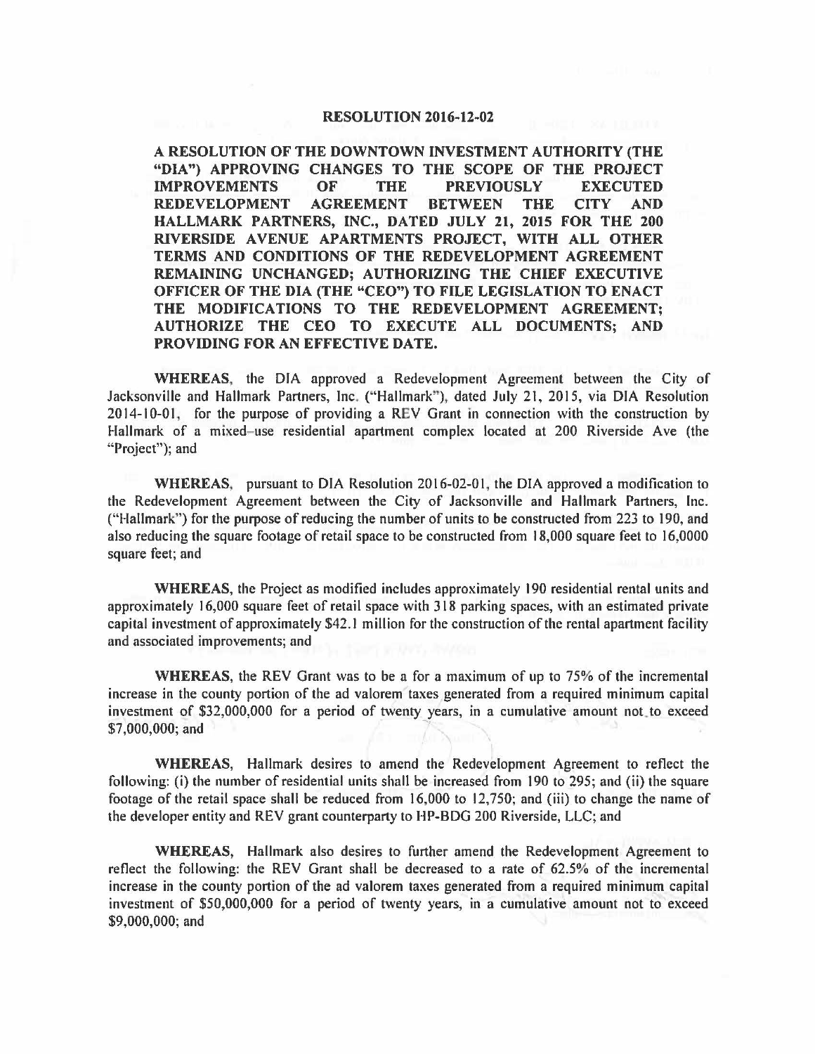# RESOLUTION 2016-12-02

**A RESOLUTION OF THE DOWNTOWN INVESTMENT AUTHORITY (THE "DIA") APPROVING CHANGES TO THE SCOPE OF THE PROJECT IMPROVEMENTS OF THE PREVIOUSLY EXECUTED REDEVELOPMENT AGREEMENT BETWEEN THE CITY AND HALLMARK PARTNERS, INC., DATED JULY 21, 2015 FOR THE 200 RIVERSIDE AVENUE APARTMENTS PROJECT, WITH ALL OTHER TERMS AND CONDITIONS OF THE REDEVELOPMENT AGREEMENT REMAINING UNCHANGED; AUTHORIZING THE CHIEF EXECUTIVE OFFICER OF THE DIA (THE "CEO") TO FILE LEGISLATION TO ENACT THE MODIFICATIONS TO THE REDEVELOPMENT AGREEMENT; AUTHORIZE THE CEO TO EXECUTE ALL DOCUMENTS; AND PROVIDING FOR AN EFFECTIVE DATE.**

**WHEREAS**, the DIA approved a Redevelopment Agreement between the City of Jacksonville and Hallmark Partners, Inc. ("Hallmark"), dated July 21, 2015, via DIA Resolution 2014-10-01, for the purpose of providing a REV Grant in connection with the construction by Hallmark of a mixed-use residential apartment complex located at 200 Riverside Ave (the "Project"); and

**WHEREAS**, pursuant to DIA Resolution 2016-02-01, the DIA approved a modification to the Redevelopment Agreement between the City of Jacksonville and Hallmark Partners, Inc. ("Hallmark") for the purpose of reducing the number of units to be constructed from 223 to 190, and also reducing the square footage of retail space to be constructed from 18,000 square feet to 16,0000 square feet; and

**WHEREAS**, the Project as modified includes approximately 190 residential rental units and approximately 16,000 square feet of retail space with 318 parking spaces, with an estimated private capital investment of approximately $42.1 million for the construction of the rental apartment facility and associated improvements; and

**WHEREAS**, the REV Grant was to be a for a maximum of up to 75% of the incremental increase in the county portion of the ad valorem taxes generated from a required minimum capital investment of $32,000,000 for a period of twenty years, in a cumulative amount not to exceed $7,000,000; and

**WHEREAS**, Hallmark desires to amend the Redevelopment Agreement to reflect the following: (i) the number of residential units shall be increased from 190 to 295; and (ii) the square footage of the retail space shall be reduced from 16,000 to 12,750; and (iii) to change the name of the developer entity and REV grant counterparty to HP-BDG 200 Riverside, LLC; and

**WHEREAS**, Hallmark also desires to further amend the Redevelopment Agreement to reflect the following: the REV Grant shall be decreased to a rate of 62.5% of the incremental increase in the county portion of the ad valorem taxes generated from a required minimum capital investment of $50,000,000 for a period of twenty years, in a cumulative amount not to exceed $9,000,000; and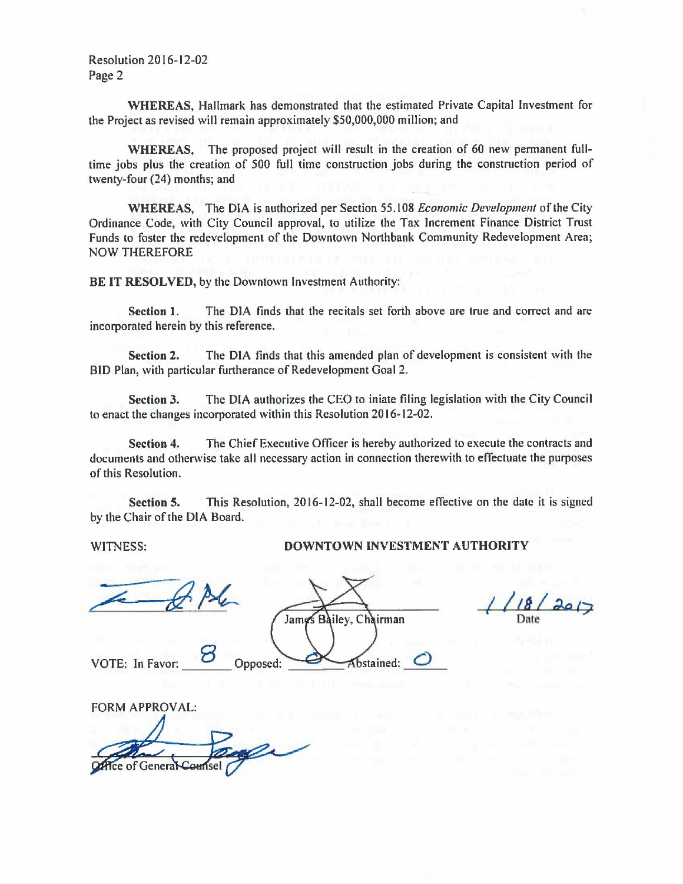Resolution 2016-12-02
Page 2

**WHEREAS**, Hallmark has demonstrated that the estimated Private Capital Investment for the Project as revised will remain approximately $50,000,000 million; and

**WHEREAS**, The proposed project will result in the creation of 60 new permanent full-time jobs plus the creation of 500 full time construction jobs during the construction period of twenty-four (24) months; and

**WHEREAS**, The DIA is authorized per Section 55.108 *Economic Development* of the City Ordinance Code, with City Council approval, to utilize the Tax Increment Finance District Trust Funds to foster the redevelopment of the Downtown Northbank Community Redevelopment Area; NOW THEREFORE

**BE IT RESOLVED,** by the Downtown Investment Authority:

**Section 1.** The DIA finds that the recitals set forth above are true and correct and are incorporated herein by this reference.

**Section 2.** The DIA finds that this amended plan of development is consistent with the BID Plan, with particular furtherance of Redevelopment Goal 2.

**Section 3.** The DIA authorizes the CEO to iniate filing legislation with the City Council to enact the changes incorporated within this Resolution 2016-12-02.

**Section 4.** The Chief Executive Officer is hereby authorized to execute the contracts and documents and otherwise take all necessary action in connection therewith to effectuate the purposes of this Resolution.

**Section 5.** This Resolution, 2016-12-02, shall become effective on the date it is signed by the Chair of the DIA Board.

WITNESS: **DOWNTOWN INVESTMENT AUTHORITY**

James Bailey, Chairman

1/18/2017
Date

VOTE: In Favor: 8 Opposed: 0 Abstained: 0

FORM APPROVAL:

Office of General Counsel